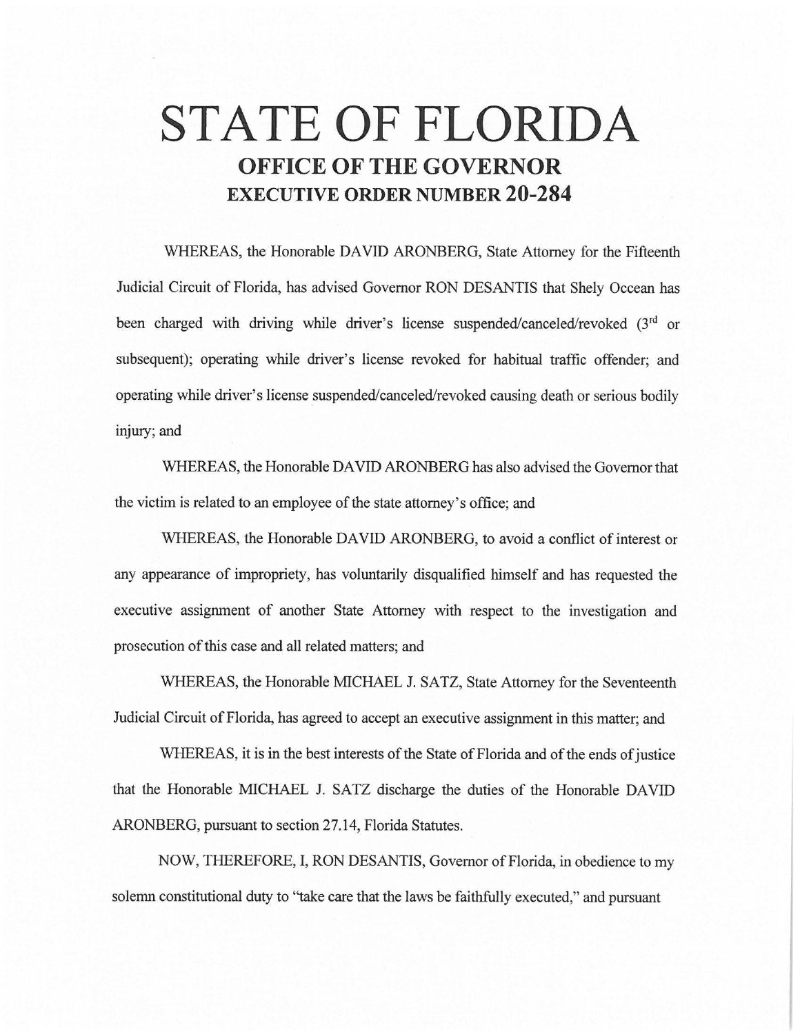# STATE OF FLORIDA

## OFFICE OF THE GOVERNOR

## EXECUTIVE ORDER NUMBER 20-284

WHEREAS, the Honorable DAVID ARONBERG, State Attorney for the Fifteenth Judicial Circuit of Florida, has advised Governor RON DESANTIS that Shely Occean has been charged with driving while driver's license suspended/canceled/revoked (3rd or subsequent); operating while driver's license revoked for habitual traffic offender; and operating while driver's license suspended/canceled/revoked causing death or serious bodily injury; and

WHEREAS, the Honorable DAVID ARONBERG has also advised the Governor that the victim is related to an employee of the state attorney's office; and

WHEREAS, the Honorable DAVID ARONBERG, to avoid a conflict of interest or any appearance of impropriety, has voluntarily disqualified himself and has requested the executive assignment of another State Attorney with respect to the investigation and prosecution of this case and all related matters; and

WHEREAS, the Honorable MICHAEL J. SATZ, State Attorney for the Seventeenth Judicial Circuit of Florida, has agreed to accept an executive assignment in this matter; and

WHEREAS, it is in the best interests of the State of Florida and of the ends of justice that the Honorable MICHAEL J. SATZ discharge the duties of the Honorable DAVID ARONBERG, pursuant to section 27.14, Florida Statutes.

NOW, THEREFORE, I, RON DESANTIS, Governor of Florida, in obedience to my solemn constitutional duty to "take care that the laws be faithfully executed," and pursuant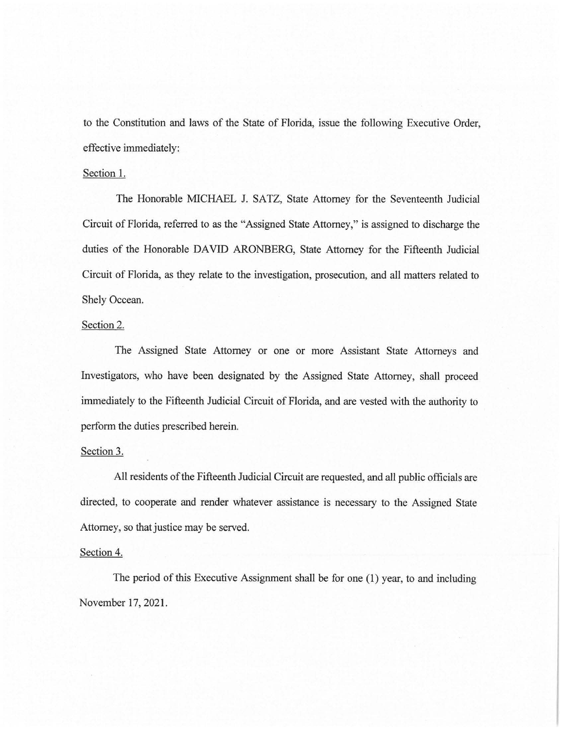to the Constitution and laws of the State of Florida, issue the following Executive Order, effective immediately:

Section 1.

The Honorable MICHAEL J. SATZ, State Attorney for the Seventeenth Judicial Circuit of Florida, referred to as the "Assigned State Attorney," is assigned to discharge the duties of the Honorable DAVID ARONBERG, State Attorney for the Fifteenth Judicial Circuit of Florida, as they relate to the investigation, prosecution, and all matters related to Shely Occean.

Section 2.

The Assigned State Attorney or one or more Assistant State Attorneys and Investigators, who have been designated by the Assigned State Attorney, shall proceed immediately to the Fifteenth Judicial Circuit of Florida, and are vested with the authority to perform the duties prescribed herein.

Section 3.

All residents of the Fifteenth Judicial Circuit are requested, and all public officials are directed, to cooperate and render whatever assistance is necessary to the Assigned State Attorney, so that justice may be served.

Section 4.

The period of this Executive Assignment shall be for one (1) year, to and including November 17, 2021.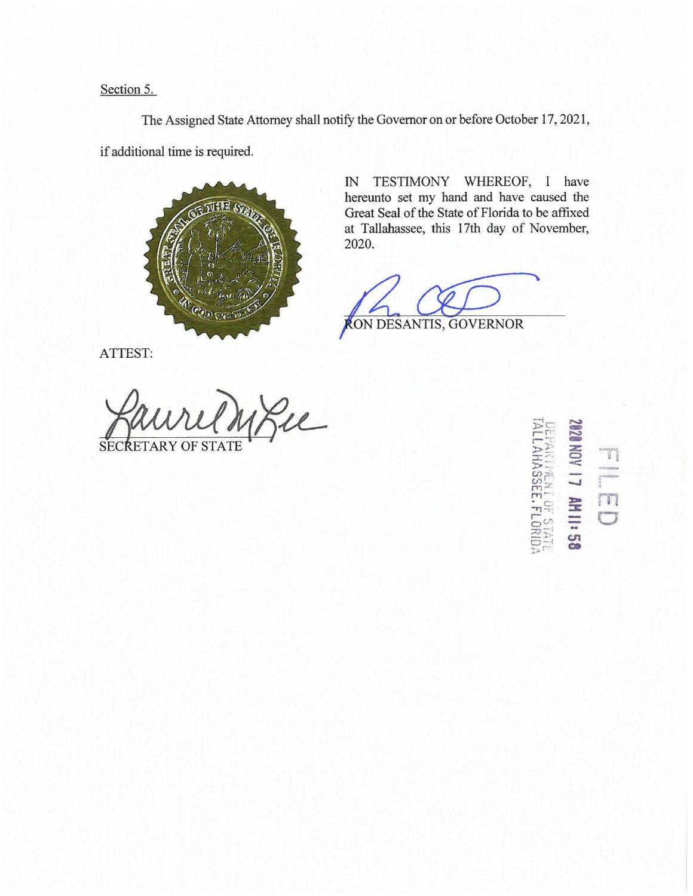Section 5.

The Assigned State Attorney shall notify the Governor on or before October 17, 2021, if additional time is required.

IN TESTIMONY WHEREOF, I have hereunto set my hand and have caused the Great Seal of the State of Florida to be affixed at Tallahassee, this 17th day of November, 2020.

RON DESANTIS, GOVERNOR

ATTEST:

SECRETARY OF STATE

FILED

2020 NOV 17 AM 11:58

DEPARTMENT OF STATE
TALLAHASSEE, FLORIDA